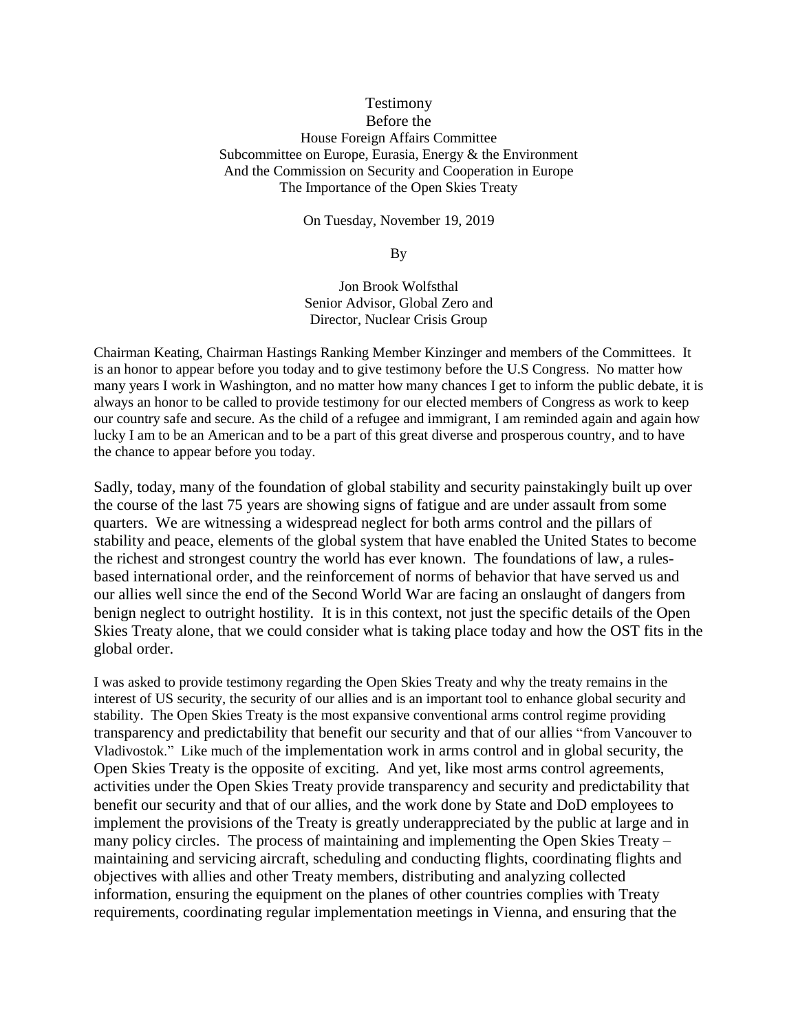Testimony
Before the
House Foreign Affairs Committee
Subcommittee on Europe, Eurasia, Energy & the Environment
And the Commission on Security and Cooperation in Europe
The Importance of the Open Skies Treaty

On Tuesday, November 19, 2019

By

Jon Brook Wolfsthal
Senior Advisor, Global Zero and
Director, Nuclear Crisis Group

Chairman Keating, Chairman Hastings Ranking Member Kinzinger and members of the Committees. It is an honor to appear before you today and to give testimony before the U.S Congress. No matter how many years I work in Washington, and no matter how many chances I get to inform the public debate, it is always an honor to be called to provide testimony for our elected members of Congress as work to keep our country safe and secure. As the child of a refugee and immigrant, I am reminded again and again how lucky I am to be an American and to be a part of this great diverse and prosperous country, and to have the chance to appear before you today.

Sadly, today, many of the foundation of global stability and security painstakingly built up over the course of the last 75 years are showing signs of fatigue and are under assault from some quarters. We are witnessing a widespread neglect for both arms control and the pillars of stability and peace, elements of the global system that have enabled the United States to become the richest and strongest country the world has ever known. The foundations of law, a rules-based international order, and the reinforcement of norms of behavior that have served us and our allies well since the end of the Second World War are facing an onslaught of dangers from benign neglect to outright hostility. It is in this context, not just the specific details of the Open Skies Treaty alone, that we could consider what is taking place today and how the OST fits in the global order.

I was asked to provide testimony regarding the Open Skies Treaty and why the treaty remains in the interest of US security, the security of our allies and is an important tool to enhance global security and stability. The Open Skies Treaty is the most expansive conventional arms control regime providing transparency and predictability that benefit our security and that of our allies "from Vancouver to Vladivostok." Like much of the implementation work in arms control and in global security, the Open Skies Treaty is the opposite of exciting. And yet, like most arms control agreements, activities under the Open Skies Treaty provide transparency and security and predictability that benefit our security and that of our allies, and the work done by State and DoD employees to implement the provisions of the Treaty is greatly underappreciated by the public at large and in many policy circles. The process of maintaining and implementing the Open Skies Treaty – maintaining and servicing aircraft, scheduling and conducting flights, coordinating flights and objectives with allies and other Treaty members, distributing and analyzing collected information, ensuring the equipment on the planes of other countries complies with Treaty requirements, coordinating regular implementation meetings in Vienna, and ensuring that the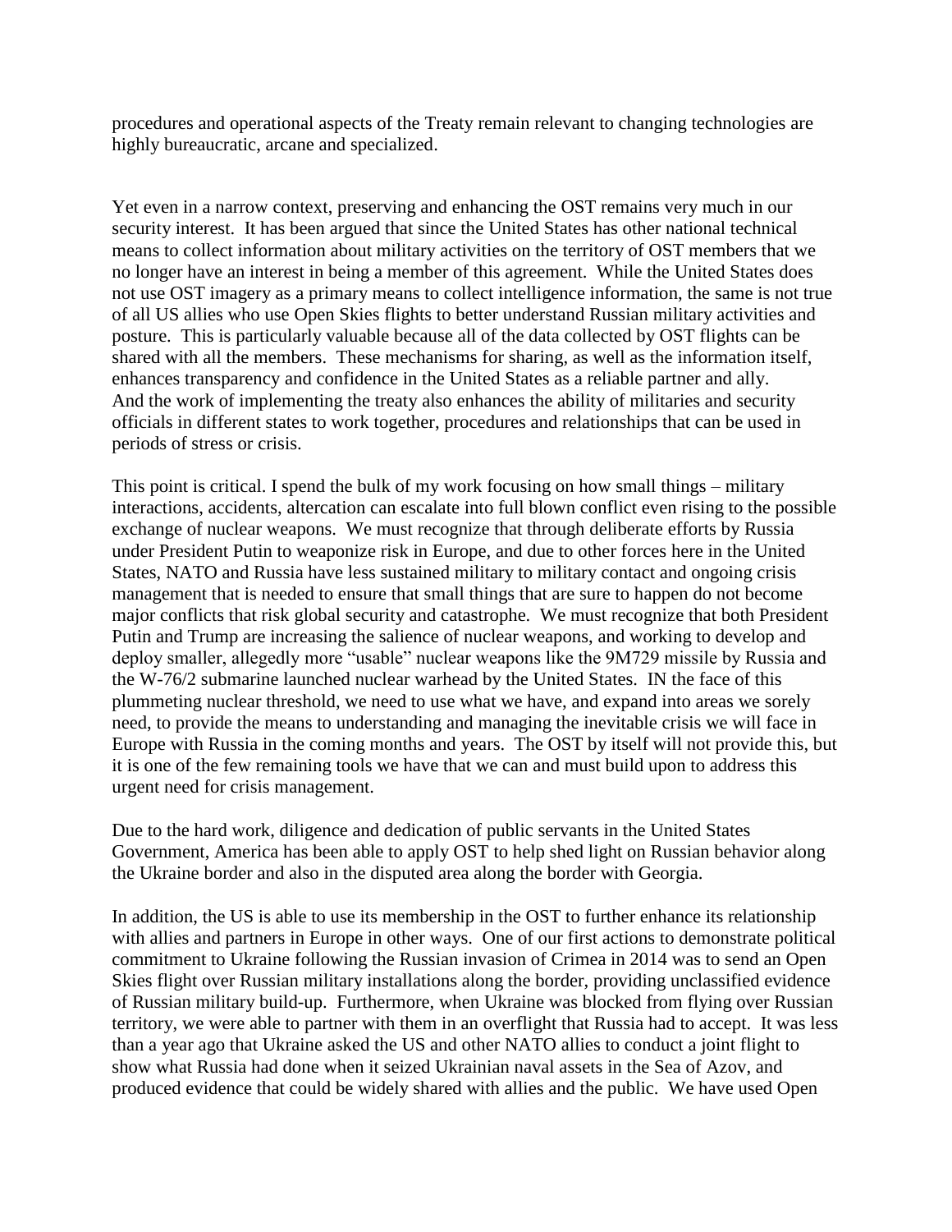procedures and operational aspects of the Treaty remain relevant to changing technologies are highly bureaucratic, arcane and specialized.

Yet even in a narrow context, preserving and enhancing the OST remains very much in our security interest. It has been argued that since the United States has other national technical means to collect information about military activities on the territory of OST members that we no longer have an interest in being a member of this agreement. While the United States does not use OST imagery as a primary means to collect intelligence information, the same is not true of all US allies who use Open Skies flights to better understand Russian military activities and posture. This is particularly valuable because all of the data collected by OST flights can be shared with all the members. These mechanisms for sharing, as well as the information itself, enhances transparency and confidence in the United States as a reliable partner and ally. And the work of implementing the treaty also enhances the ability of militaries and security officials in different states to work together, procedures and relationships that can be used in periods of stress or crisis.

This point is critical. I spend the bulk of my work focusing on how small things – military interactions, accidents, altercation can escalate into full blown conflict even rising to the possible exchange of nuclear weapons. We must recognize that through deliberate efforts by Russia under President Putin to weaponize risk in Europe, and due to other forces here in the United States, NATO and Russia have less sustained military to military contact and ongoing crisis management that is needed to ensure that small things that are sure to happen do not become major conflicts that risk global security and catastrophe. We must recognize that both President Putin and Trump are increasing the salience of nuclear weapons, and working to develop and deploy smaller, allegedly more "usable" nuclear weapons like the 9M729 missile by Russia and the W-76/2 submarine launched nuclear warhead by the United States. IN the face of this plummeting nuclear threshold, we need to use what we have, and expand into areas we sorely need, to provide the means to understanding and managing the inevitable crisis we will face in Europe with Russia in the coming months and years. The OST by itself will not provide this, but it is one of the few remaining tools we have that we can and must build upon to address this urgent need for crisis management.

Due to the hard work, diligence and dedication of public servants in the United States Government, America has been able to apply OST to help shed light on Russian behavior along the Ukraine border and also in the disputed area along the border with Georgia.

In addition, the US is able to use its membership in the OST to further enhance its relationship with allies and partners in Europe in other ways. One of our first actions to demonstrate political commitment to Ukraine following the Russian invasion of Crimea in 2014 was to send an Open Skies flight over Russian military installations along the border, providing unclassified evidence of Russian military build-up. Furthermore, when Ukraine was blocked from flying over Russian territory, we were able to partner with them in an overflight that Russia had to accept. It was less than a year ago that Ukraine asked the US and other NATO allies to conduct a joint flight to show what Russia had done when it seized Ukrainian naval assets in the Sea of Azov, and produced evidence that could be widely shared with allies and the public. We have used Open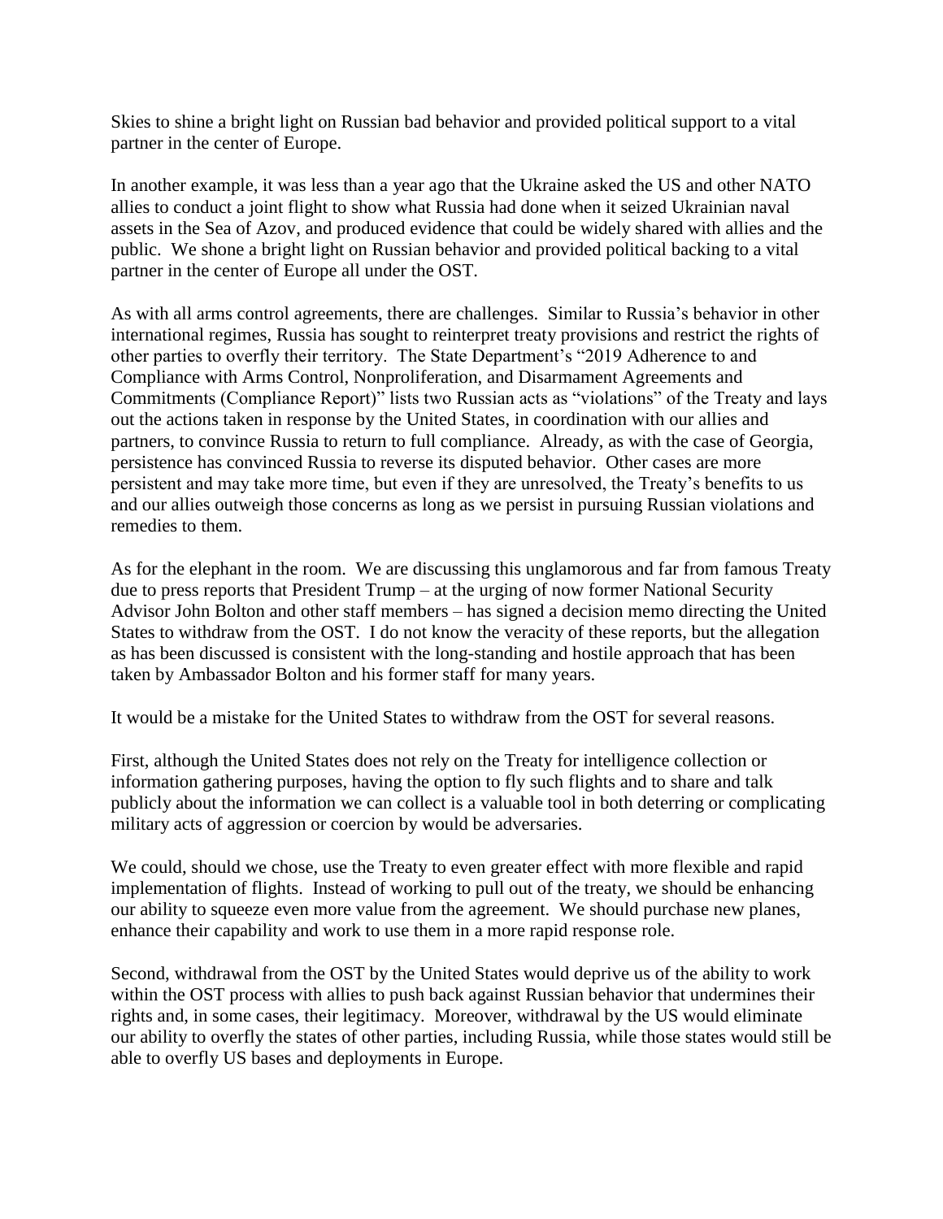Skies to shine a bright light on Russian bad behavior and provided political support to a vital partner in the center of Europe.

In another example, it was less than a year ago that the Ukraine asked the US and other NATO allies to conduct a joint flight to show what Russia had done when it seized Ukrainian naval assets in the Sea of Azov, and produced evidence that could be widely shared with allies and the public. We shone a bright light on Russian behavior and provided political backing to a vital partner in the center of Europe all under the OST.

As with all arms control agreements, there are challenges. Similar to Russia's behavior in other international regimes, Russia has sought to reinterpret treaty provisions and restrict the rights of other parties to overfly their territory. The State Department's "2019 Adherence to and Compliance with Arms Control, Nonproliferation, and Disarmament Agreements and Commitments (Compliance Report)" lists two Russian acts as "violations" of the Treaty and lays out the actions taken in response by the United States, in coordination with our allies and partners, to convince Russia to return to full compliance. Already, as with the case of Georgia, persistence has convinced Russia to reverse its disputed behavior. Other cases are more persistent and may take more time, but even if they are unresolved, the Treaty's benefits to us and our allies outweigh those concerns as long as we persist in pursuing Russian violations and remedies to them.

As for the elephant in the room. We are discussing this unglamorous and far from famous Treaty due to press reports that President Trump – at the urging of now former National Security Advisor John Bolton and other staff members – has signed a decision memo directing the United States to withdraw from the OST. I do not know the veracity of these reports, but the allegation as has been discussed is consistent with the long-standing and hostile approach that has been taken by Ambassador Bolton and his former staff for many years.

It would be a mistake for the United States to withdraw from the OST for several reasons.

First, although the United States does not rely on the Treaty for intelligence collection or information gathering purposes, having the option to fly such flights and to share and talk publicly about the information we can collect is a valuable tool in both deterring or complicating military acts of aggression or coercion by would be adversaries.

We could, should we chose, use the Treaty to even greater effect with more flexible and rapid implementation of flights. Instead of working to pull out of the treaty, we should be enhancing our ability to squeeze even more value from the agreement. We should purchase new planes, enhance their capability and work to use them in a more rapid response role.

Second, withdrawal from the OST by the United States would deprive us of the ability to work within the OST process with allies to push back against Russian behavior that undermines their rights and, in some cases, their legitimacy. Moreover, withdrawal by the US would eliminate our ability to overfly the states of other parties, including Russia, while those states would still be able to overfly US bases and deployments in Europe.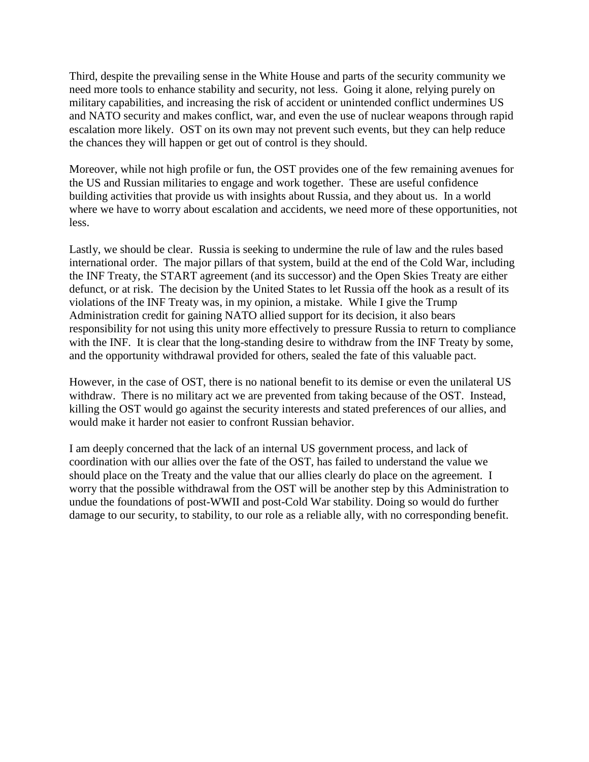Third, despite the prevailing sense in the White House and parts of the security community we need more tools to enhance stability and security, not less. Going it alone, relying purely on military capabilities, and increasing the risk of accident or unintended conflict undermines US and NATO security and makes conflict, war, and even the use of nuclear weapons through rapid escalation more likely. OST on its own may not prevent such events, but they can help reduce the chances they will happen or get out of control is they should.

Moreover, while not high profile or fun, the OST provides one of the few remaining avenues for the US and Russian militaries to engage and work together. These are useful confidence building activities that provide us with insights about Russia, and they about us. In a world where we have to worry about escalation and accidents, we need more of these opportunities, not less.

Lastly, we should be clear. Russia is seeking to undermine the rule of law and the rules based international order. The major pillars of that system, build at the end of the Cold War, including the INF Treaty, the START agreement (and its successor) and the Open Skies Treaty are either defunct, or at risk. The decision by the United States to let Russia off the hook as a result of its violations of the INF Treaty was, in my opinion, a mistake. While I give the Trump Administration credit for gaining NATO allied support for its decision, it also bears responsibility for not using this unity more effectively to pressure Russia to return to compliance with the INF. It is clear that the long-standing desire to withdraw from the INF Treaty by some, and the opportunity withdrawal provided for others, sealed the fate of this valuable pact.

However, in the case of OST, there is no national benefit to its demise or even the unilateral US withdraw. There is no military act we are prevented from taking because of the OST. Instead, killing the OST would go against the security interests and stated preferences of our allies, and would make it harder not easier to confront Russian behavior.

I am deeply concerned that the lack of an internal US government process, and lack of coordination with our allies over the fate of the OST, has failed to understand the value we should place on the Treaty and the value that our allies clearly do place on the agreement. I worry that the possible withdrawal from the OST will be another step by this Administration to undue the foundations of post-WWII and post-Cold War stability. Doing so would do further damage to our security, to stability, to our role as a reliable ally, with no corresponding benefit.